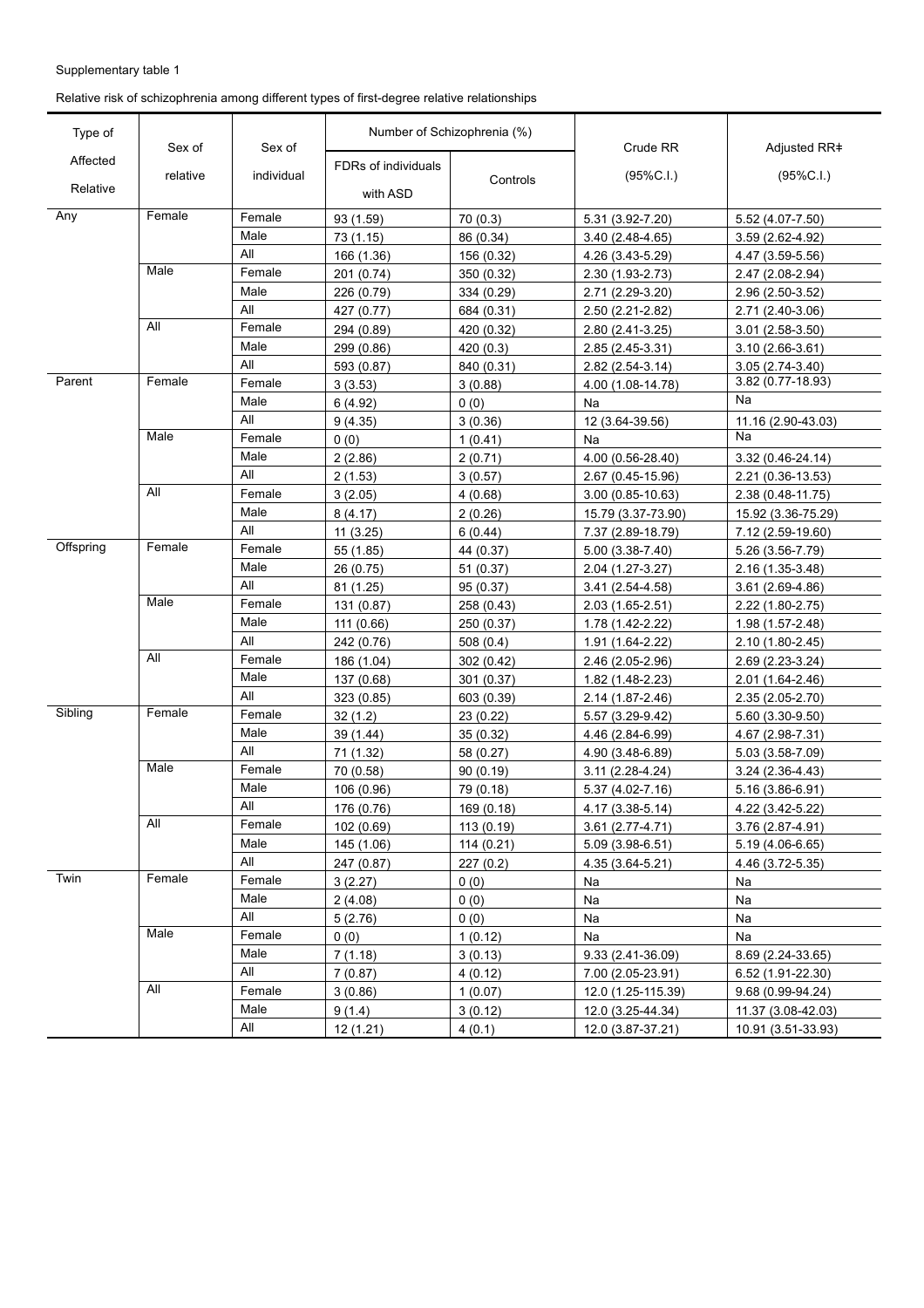Supplementary table 1

Relative risk of schizophrenia among different types of first-degree relative relationships

| Type of Affected Relative | Sex of relative | Sex of individual | Number of Schizophrenia (%) | | Crude RR (95%C.I.) | Adjusted RR‡ (95%C.I.) |
|---|---|---|---|---|---|---|
| | | | FDRs of individuals with ASD | Controls | | |
| Any | Female | Female | 93 (1.59) | 70 (0.3) | 5.31 (3.92-7.20) | 5.52 (4.07-7.50) |
| | | Male | 73 (1.15) | 86 (0.34) | 3.40 (2.48-4.65) | 3.59 (2.62-4.92) |
| | | All | 166 (1.36) | 156 (0.32) | 4.26 (3.43-5.29) | 4.47 (3.59-5.56) |
| | Male | Female | 201 (0.74) | 350 (0.32) | 2.30 (1.93-2.73) | 2.47 (2.08-2.94) |
| | | Male | 226 (0.79) | 334 (0.29) | 2.71 (2.29-3.20) | 2.96 (2.50-3.52) |
| | | All | 427 (0.77) | 684 (0.31) | 2.50 (2.21-2.82) | 2.71 (2.40-3.06) |
| | All | Female | 294 (0.89) | 420 (0.32) | 2.80 (2.41-3.25) | 3.01 (2.58-3.50) |
| | | Male | 299 (0.86) | 420 (0.3) | 2.85 (2.45-3.31) | 3.10 (2.66-3.61) |
| | | All | 593 (0.87) | 840 (0.31) | 2.82 (2.54-3.14) | 3.05 (2.74-3.40) |
| Parent | Female | Female | 3 (3.53) | 3 (0.88) | 4.00 (1.08-14.78) | 3.82 (0.77-18.93) |
| | | Male | 6 (4.92) | 0 (0) | Na | Na |
| | | All | 9 (4.35) | 3 (0.36) | 12 (3.64-39.56) | 11.16 (2.90-43.03) |
| | Male | Female | 0 (0) | 1 (0.41) | Na | Na |
| | | Male | 2 (2.86) | 2 (0.71) | 4.00 (0.56-28.40) | 3.32 (0.46-24.14) |
| | | All | 2 (1.53) | 3 (0.57) | 2.67 (0.45-15.96) | 2.21 (0.36-13.53) |
| | All | Female | 3 (2.05) | 4 (0.68) | 3.00 (0.85-10.63) | 2.38 (0.48-11.75) |
| | | Male | 8 (4.17) | 2 (0.26) | 15.79 (3.37-73.90) | 15.92 (3.36-75.29) |
| | | All | 11 (3.25) | 6 (0.44) | 7.37 (2.89-18.79) | 7.12 (2.59-19.60) |
| Offspring | Female | Female | 55 (1.85) | 44 (0.37) | 5.00 (3.38-7.40) | 5.26 (3.56-7.79) |
| | | Male | 26 (0.75) | 51 (0.37) | 2.04 (1.27-3.27) | 2.16 (1.35-3.48) |
| | | All | 81 (1.25) | 95 (0.37) | 3.41 (2.54-4.58) | 3.61 (2.69-4.86) |
| | Male | Female | 131 (0.87) | 258 (0.43) | 2.03 (1.65-2.51) | 2.22 (1.80-2.75) |
| | | Male | 111 (0.66) | 250 (0.37) | 1.78 (1.42-2.22) | 1.98 (1.57-2.48) |
| | | All | 242 (0.76) | 508 (0.4) | 1.91 (1.64-2.22) | 2.10 (1.80-2.45) |
| | All | Female | 186 (1.04) | 302 (0.42) | 2.46 (2.05-2.96) | 2.69 (2.23-3.24) |
| | | Male | 137 (0.68) | 301 (0.37) | 1.82 (1.48-2.23) | 2.01 (1.64-2.46) |
| | | All | 323 (0.85) | 603 (0.39) | 2.14 (1.87-2.46) | 2.35 (2.05-2.70) |
| Sibling | Female | Female | 32 (1.2) | 23 (0.22) | 5.57 (3.29-9.42) | 5.60 (3.30-9.50) |
| | | Male | 39 (1.44) | 35 (0.32) | 4.46 (2.84-6.99) | 4.67 (2.98-7.31) |
| | | All | 71 (1.32) | 58 (0.27) | 4.90 (3.48-6.89) | 5.03 (3.58-7.09) |
| | Male | Female | 70 (0.58) | 90 (0.19) | 3.11 (2.28-4.24) | 3.24 (2.36-4.43) |
| | | Male | 106 (0.96) | 79 (0.18) | 5.37 (4.02-7.16) | 5.16 (3.86-6.91) |
| | | All | 176 (0.76) | 169 (0.18) | 4.17 (3.38-5.14) | 4.22 (3.42-5.22) |
| | All | Female | 102 (0.69) | 113 (0.19) | 3.61 (2.77-4.71) | 3.76 (2.87-4.91) |
| | | Male | 145 (1.06) | 114 (0.21) | 5.09 (3.98-6.51) | 5.19 (4.06-6.65) |
| | | All | 247 (0.87) | 227 (0.2) | 4.35 (3.64-5.21) | 4.46 (3.72-5.35) |
| Twin | Female | Female | 3 (2.27) | 0 (0) | Na | Na |
| | | Male | 2 (4.08) | 0 (0) | Na | Na |
| | | All | 5 (2.76) | 0 (0) | Na | Na |
| | Male | Female | 0 (0) | 1 (0.12) | Na | Na |
| | | Male | 7 (1.18) | 3 (0.13) | 9.33 (2.41-36.09) | 8.69 (2.24-33.65) |
| | | All | 7 (0.87) | 4 (0.12) | 7.00 (2.05-23.91) | 6.52 (1.91-22.30) |
| | All | Female | 3 (0.86) | 1 (0.07) | 12.0 (1.25-115.39) | 9.68 (0.99-94.24) |
| | | Male | 9 (1.4) | 3 (0.12) | 12.0 (3.25-44.34) | 11.37 (3.08-42.03) |
| | | All | 12 (1.21) | 4 (0.1) | 12.0 (3.87-37.21) | 10.91 (3.51-33.93) |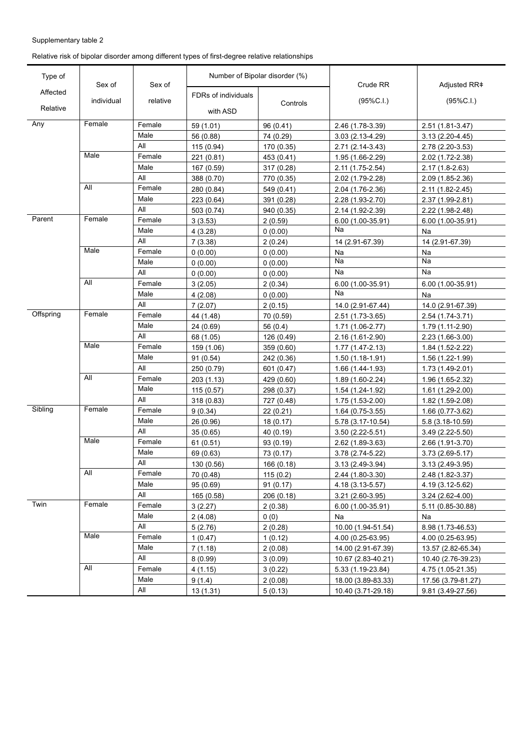Supplementary table 2

Relative risk of bipolar disorder among different types of first-degree relative relationships

| Type of Affected Relative | Sex of individual | Sex of relative | Number of Bipolar disorder (%) | | Crude RR (95%C.I.) | Adjusted RR‡ (95%C.I.) |
|---|---|---|---|---|---|---|
| | | | FDRs of individuals with ASD | Controls | | |
| Any | Female | Female | 59 (1.01) | 96 (0.41) | 2.46 (1.78-3.39) | 2.51 (1.81-3.47) |
| | | Male | 56 (0.88) | 74 (0.29) | 3.03 (2.13-4.29) | 3.13 (2.20-4.45) |
| | | All | 115 (0.94) | 170 (0.35) | 2.71 (2.14-3.43) | 2.78 (2.20-3.53) |
| | Male | Female | 221 (0.81) | 453 (0.41) | 1.95 (1.66-2.29) | 2.02 (1.72-2.38) |
| | | Male | 167 (0.59) | 317 (0.28) | 2.11 (1.75-2.54) | 2.17 (1.8-2.63) |
| | | All | 388 (0.70) | 770 (0.35) | 2.02 (1.79-2.28) | 2.09 (1.85-2.36) |
| | All | Female | 280 (0.84) | 549 (0.41) | 2.04 (1.76-2.36) | 2.11 (1.82-2.45) |
| | | Male | 223 (0.64) | 391 (0.28) | 2.28 (1.93-2.70) | 2.37 (1.99-2.81) |
| | | All | 503 (0.74) | 940 (0.35) | 2.14 (1.92-2.39) | 2.22 (1.98-2.48) |
| Parent | Female | Female | 3 (3.53) | 2 (0.59) | 6.00 (1.00-35.91) | 6.00 (1.00-35.91) |
| | | Male | 4 (3.28) | 0 (0.00) | Na | Na |
| | | All | 7 (3.38) | 2 (0.24) | 14 (2.91-67.39) | 14 (2.91-67.39) |
| | Male | Female | 0 (0.00) | 0 (0.00) | Na | Na |
| | | Male | 0 (0.00) | 0 (0.00) | Na | Na |
| | | All | 0 (0.00) | 0 (0.00) | Na | Na |
| | All | Female | 3 (2.05) | 2 (0.34) | 6.00 (1.00-35.91) | 6.00 (1.00-35.91) |
| | | Male | 4 (2.08) | 0 (0.00) | Na | Na |
| | | All | 7 (2.07) | 2 (0.15) | 14.0 (2.91-67.44) | 14.0 (2.91-67.39) |
| Offspring | Female | Female | 44 (1.48) | 70 (0.59) | 2.51 (1.73-3.65) | 2.54 (1.74-3.71) |
| | | Male | 24 (0.69) | 56 (0.4) | 1.71 (1.06-2.77) | 1.79 (1.11-2.90) |
| | | All | 68 (1.05) | 126 (0.49) | 2.16 (1.61-2.90) | 2.23 (1.66-3.00) |
| | Male | Female | 159 (1.06) | 359 (0.60) | 1.77 (1.47-2.13) | 1.84 (1.52-2.22) |
| | | Male | 91 (0.54) | 242 (0.36) | 1.50 (1.18-1.91) | 1.56 (1.22-1.99) |
| | | All | 250 (0.79) | 601 (0.47) | 1.66 (1.44-1.93) | 1.73 (1.49-2.01) |
| | All | Female | 203 (1.13) | 429 (0.60) | 1.89 (1.60-2.24) | 1.96 (1.65-2.32) |
| | | Male | 115 (0.57) | 298 (0.37) | 1.54 (1.24-1.92) | 1.61 (1.29-2.00) |
| | | All | 318 (0.83) | 727 (0.48) | 1.75 (1.53-2.00) | 1.82 (1.59-2.08) |
| Sibling | Female | Female | 9 (0.34) | 22 (0.21) | 1.64 (0.75-3.55) | 1.66 (0.77-3.62) |
| | | Male | 26 (0.96) | 18 (0.17) | 5.78 (3.17-10.54) | 5.8 (3.18-10.59) |
| | | All | 35 (0.65) | 40 (0.19) | 3.50 (2.22-5.51) | 3.49 (2.22-5.50) |
| | Male | Female | 61 (0.51) | 93 (0.19) | 2.62 (1.89-3.63) | 2.66 (1.91-3.70) |
| | | Male | 69 (0.63) | 73 (0.17) | 3.78 (2.74-5.22) | 3.73 (2.69-5.17) |
| | | All | 130 (0.56) | 166 (0.18) | 3.13 (2.49-3.94) | 3.13 (2.49-3.95) |
| | All | Female | 70 (0.48) | 115 (0.2) | 2.44 (1.80-3.30) | 2.48 (1.82-3.37) |
| | | Male | 95 (0.69) | 91 (0.17) | 4.18 (3.13-5.57) | 4.19 (3.12-5.62) |
| | | All | 165 (0.58) | 206 (0.18) | 3.21 (2.60-3.95) | 3.24 (2.62-4.00) |
| Twin | Female | Female | 3 (2.27) | 2 (0.38) | 6.00 (1.00-35.91) | 5.11 (0.85-30.88) |
| | | Male | 2 (4.08) | 0 (0) | Na | Na |
| | | All | 5 (2.76) | 2 (0.28) | 10.00 (1.94-51.54) | 8.98 (1.73-46.53) |
| | Male | Female | 1 (0.47) | 1 (0.12) | 4.00 (0.25-63.95) | 4.00 (0.25-63.95) |
| | | Male | 7 (1.18) | 2 (0.08) | 14.00 (2.91-67.39) | 13.57 (2.82-65.34) |
| | | All | 8 (0.99) | 3 (0.09) | 10.67 (2.83-40.21) | 10.40 (2.76-39.23) |
| | All | Female | 4 (1.15) | 3 (0.22) | 5.33 (1.19-23.84) | 4.75 (1.05-21.35) |
| | | Male | 9 (1.4) | 2 (0.08) | 18.00 (3.89-83.33) | 17.56 (3.79-81.27) |
| | | All | 13 (1.31) | 5 (0.13) | 10.40 (3.71-29.18) | 9.81 (3.49-27.56) |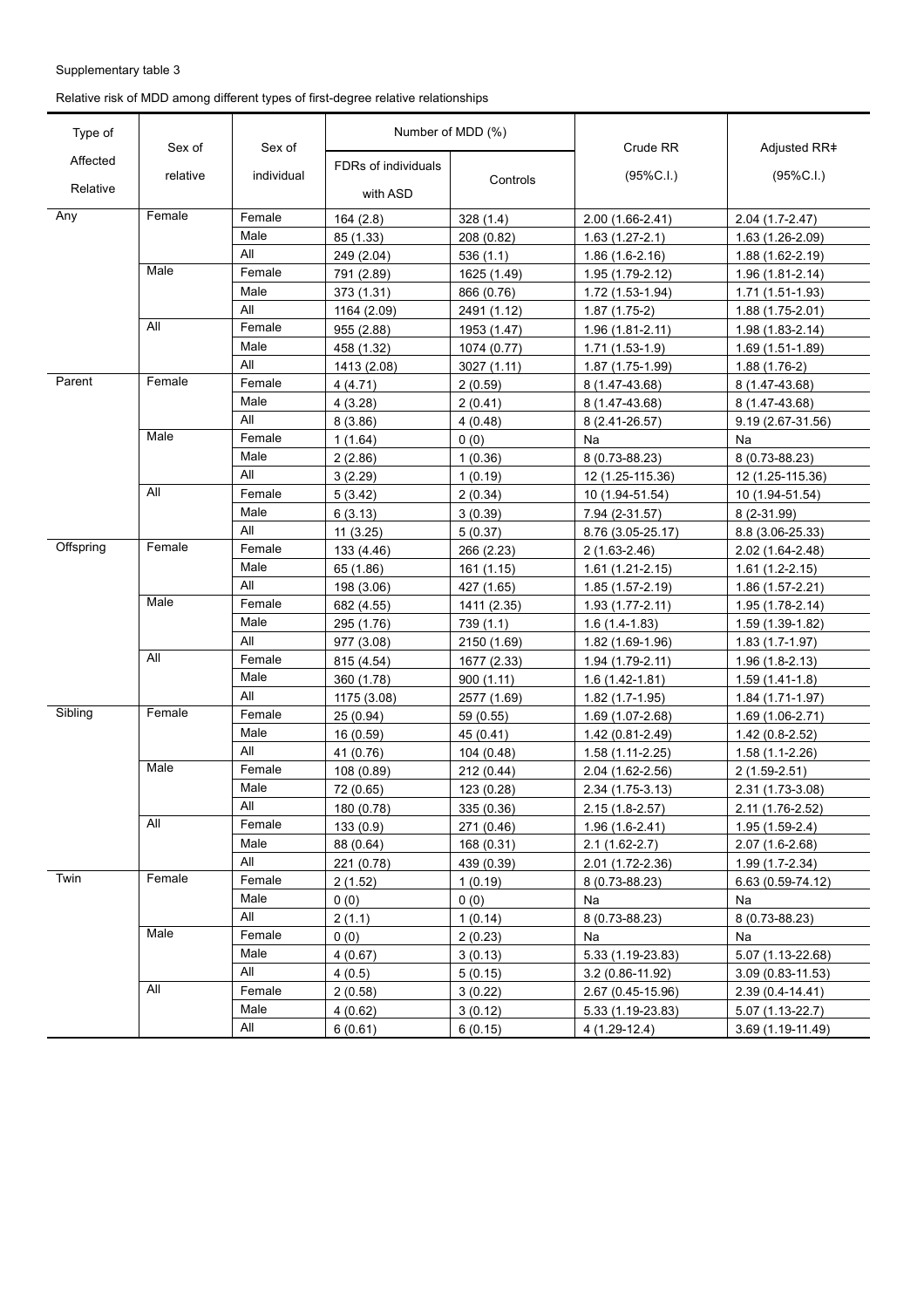Supplementary table 3

Relative risk of MDD among different types of first-degree relative relationships

| Type of Affected Relative | Sex of relative | Sex of individual | Number of MDD (%) | | Crude RR (95%C.I.) | Adjusted RR‡ (95%C.I.) |
|---|---|---|---|---|---|---|
| | | | FDRs of individuals with ASD | Controls | | |
| Any | Female | Female | 164 (2.8) | 328 (1.4) | 2.00 (1.66-2.41) | 2.04 (1.7-2.47) |
| | | Male | 85 (1.33) | 208 (0.82) | 1.63 (1.27-2.1) | 1.63 (1.26-2.09) |
| | | All | 249 (2.04) | 536 (1.1) | 1.86 (1.6-2.16) | 1.88 (1.62-2.19) |
| | Male | Female | 791 (2.89) | 1625 (1.49) | 1.95 (1.79-2.12) | 1.96 (1.81-2.14) |
| | | Male | 373 (1.31) | 866 (0.76) | 1.72 (1.53-1.94) | 1.71 (1.51-1.93) |
| | | All | 1164 (2.09) | 2491 (1.12) | 1.87 (1.75-2) | 1.88 (1.75-2.01) |
| | All | Female | 955 (2.88) | 1953 (1.47) | 1.96 (1.81-2.11) | 1.98 (1.83-2.14) |
| | | Male | 458 (1.32) | 1074 (0.77) | 1.71 (1.53-1.9) | 1.69 (1.51-1.89) |
| | | All | 1413 (2.08) | 3027 (1.11) | 1.87 (1.75-1.99) | 1.88 (1.76-2) |
| Parent | Female | Female | 4 (4.71) | 2 (0.59) | 8 (1.47-43.68) | 8 (1.47-43.68) |
| | | Male | 4 (3.28) | 2 (0.41) | 8 (1.47-43.68) | 8 (1.47-43.68) |
| | | All | 8 (3.86) | 4 (0.48) | 8 (2.41-26.57) | 9.19 (2.67-31.56) |
| | Male | Female | 1 (1.64) | 0 (0) | Na | Na |
| | | Male | 2 (2.86) | 1 (0.36) | 8 (0.73-88.23) | 8 (0.73-88.23) |
| | | All | 3 (2.29) | 1 (0.19) | 12 (1.25-115.36) | 12 (1.25-115.36) |
| | All | Female | 5 (3.42) | 2 (0.34) | 10 (1.94-51.54) | 10 (1.94-51.54) |
| | | Male | 6 (3.13) | 3 (0.39) | 7.94 (2-31.57) | 8 (2-31.99) |
| | | All | 11 (3.25) | 5 (0.37) | 8.76 (3.05-25.17) | 8.8 (3.06-25.33) |
| Offspring | Female | Female | 133 (4.46) | 266 (2.23) | 2 (1.63-2.46) | 2.02 (1.64-2.48) |
| | | Male | 65 (1.86) | 161 (1.15) | 1.61 (1.21-2.15) | 1.61 (1.2-2.15) |
| | | All | 198 (3.06) | 427 (1.65) | 1.85 (1.57-2.19) | 1.86 (1.57-2.21) |
| | Male | Female | 682 (4.55) | 1411 (2.35) | 1.93 (1.77-2.11) | 1.95 (1.78-2.14) |
| | | Male | 295 (1.76) | 739 (1.1) | 1.6 (1.4-1.83) | 1.59 (1.39-1.82) |
| | | All | 977 (3.08) | 2150 (1.69) | 1.82 (1.69-1.96) | 1.83 (1.7-1.97) |
| | All | Female | 815 (4.54) | 1677 (2.33) | 1.94 (1.79-2.11) | 1.96 (1.8-2.13) |
| | | Male | 360 (1.78) | 900 (1.11) | 1.6 (1.42-1.81) | 1.59 (1.41-1.8) |
| | | All | 1175 (3.08) | 2577 (1.69) | 1.82 (1.7-1.95) | 1.84 (1.71-1.97) |
| Sibling | Female | Female | 25 (0.94) | 59 (0.55) | 1.69 (1.07-2.68) | 1.69 (1.06-2.71) |
| | | Male | 16 (0.59) | 45 (0.41) | 1.42 (0.81-2.49) | 1.42 (0.8-2.52) |
| | | All | 41 (0.76) | 104 (0.48) | 1.58 (1.11-2.25) | 1.58 (1.1-2.26) |
| | Male | Female | 108 (0.89) | 212 (0.44) | 2.04 (1.62-2.56) | 2 (1.59-2.51) |
| | | Male | 72 (0.65) | 123 (0.28) | 2.34 (1.75-3.13) | 2.31 (1.73-3.08) |
| | | All | 180 (0.78) | 335 (0.36) | 2.15 (1.8-2.57) | 2.11 (1.76-2.52) |
| | All | Female | 133 (0.9) | 271 (0.46) | 1.96 (1.6-2.41) | 1.95 (1.59-2.4) |
| | | Male | 88 (0.64) | 168 (0.31) | 2.1 (1.62-2.7) | 2.07 (1.6-2.68) |
| | | All | 221 (0.78) | 439 (0.39) | 2.01 (1.72-2.36) | 1.99 (1.7-2.34) |
| Twin | Female | Female | 2 (1.52) | 1 (0.19) | 8 (0.73-88.23) | 6.63 (0.59-74.12) |
| | | Male | 0 (0) | 0 (0) | Na | Na |
| | | All | 2 (1.1) | 1 (0.14) | 8 (0.73-88.23) | 8 (0.73-88.23) |
| | Male | Female | 0 (0) | 2 (0.23) | Na | Na |
| | | Male | 4 (0.67) | 3 (0.13) | 5.33 (1.19-23.83) | 5.07 (1.13-22.68) |
| | | All | 4 (0.5) | 5 (0.15) | 3.2 (0.86-11.92) | 3.09 (0.83-11.53) |
| | All | Female | 2 (0.58) | 3 (0.22) | 2.67 (0.45-15.96) | 2.39 (0.4-14.41) |
| | | Male | 4 (0.62) | 3 (0.12) | 5.33 (1.19-23.83) | 5.07 (1.13-22.7) |
| | | All | 6 (0.61) | 6 (0.15) | 4 (1.29-12.4) | 3.69 (1.19-11.49) |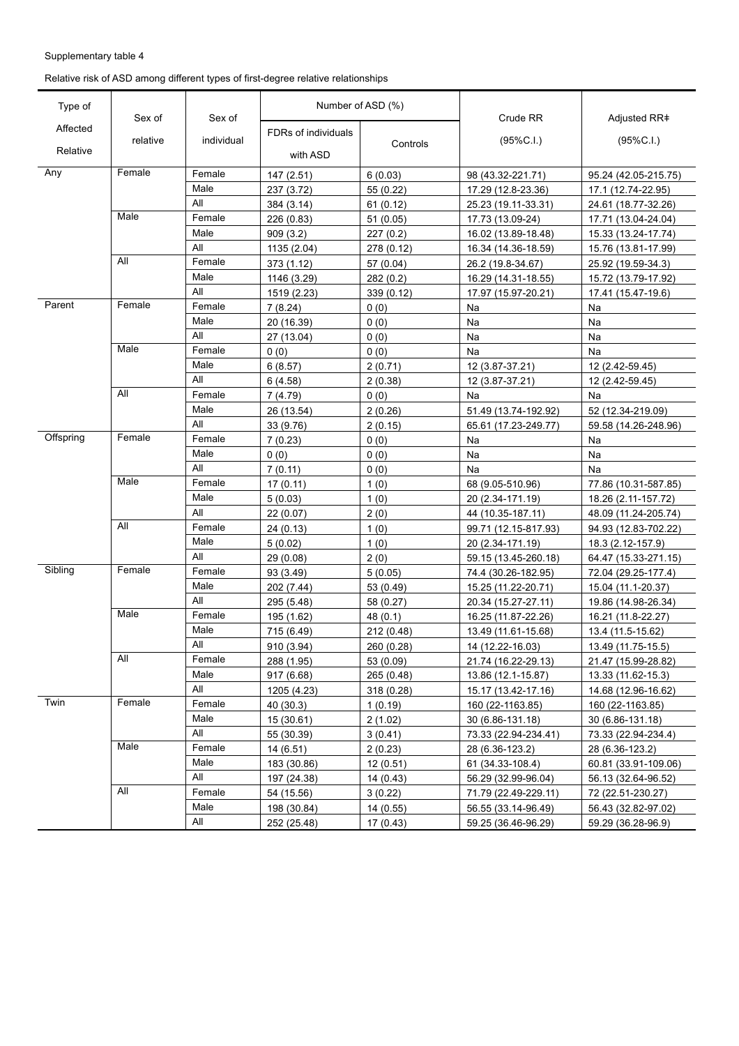Supplementary table 4

Relative risk of ASD among different types of first-degree relative relationships

| Type of Affected Relative | Sex of relative | Sex of individual | Number of ASD (%) | | Crude RR (95%C.I.) | Adjusted RR‡ (95%C.I.) |
|---|---|---|---|---|---|---|
| | | | FDRs of individuals with ASD | Controls | | |
| Any | Female | Female | 147 (2.51) | 6 (0.03) | 98 (43.32-221.71) | 95.24 (42.05-215.75) |
| | | Male | 237 (3.72) | 55 (0.22) | 17.29 (12.8-23.36) | 17.1 (12.74-22.95) |
| | | All | 384 (3.14) | 61 (0.12) | 25.23 (19.11-33.31) | 24.61 (18.77-32.26) |
| | Male | Female | 226 (0.83) | 51 (0.05) | 17.73 (13.09-24) | 17.71 (13.04-24.04) |
| | | Male | 909 (3.2) | 227 (0.2) | 16.02 (13.89-18.48) | 15.33 (13.24-17.74) |
| | | All | 1135 (2.04) | 278 (0.12) | 16.34 (14.36-18.59) | 15.76 (13.81-17.99) |
| | All | Female | 373 (1.12) | 57 (0.04) | 26.2 (19.8-34.67) | 25.92 (19.59-34.3) |
| | | Male | 1146 (3.29) | 282 (0.2) | 16.29 (14.31-18.55) | 15.72 (13.79-17.92) |
| | | All | 1519 (2.23) | 339 (0.12) | 17.97 (15.97-20.21) | 17.41 (15.47-19.6) |
| Parent | Female | Female | 7 (8.24) | 0 (0) | Na | Na |
| | | Male | 20 (16.39) | 0 (0) | Na | Na |
| | | All | 27 (13.04) | 0 (0) | Na | Na |
| | Male | Female | 0 (0) | 0 (0) | Na | Na |
| | | Male | 6 (8.57) | 2 (0.71) | 12 (3.87-37.21) | 12 (2.42-59.45) |
| | | All | 6 (4.58) | 2 (0.38) | 12 (3.87-37.21) | 12 (2.42-59.45) |
| | All | Female | 7 (4.79) | 0 (0) | Na | Na |
| | | Male | 26 (13.54) | 2 (0.26) | 51.49 (13.74-192.92) | 52 (12.34-219.09) |
| | | All | 33 (9.76) | 2 (0.15) | 65.61 (17.23-249.77) | 59.58 (14.26-248.96) |
| Offspring | Female | Female | 7 (0.23) | 0 (0) | Na | Na |
| | | Male | 0 (0) | 0 (0) | Na | Na |
| | | All | 7 (0.11) | 0 (0) | Na | Na |
| | Male | Female | 17 (0.11) | 1 (0) | 68 (9.05-510.96) | 77.86 (10.31-587.85) |
| | | Male | 5 (0.03) | 1 (0) | 20 (2.34-171.19) | 18.26 (2.11-157.72) |
| | | All | 22 (0.07) | 2 (0) | 44 (10.35-187.11) | 48.09 (11.24-205.74) |
| | All | Female | 24 (0.13) | 1 (0) | 99.71 (12.15-817.93) | 94.93 (12.83-702.22) |
| | | Male | 5 (0.02) | 1 (0) | 20 (2.34-171.19) | 18.3 (2.12-157.9) |
| | | All | 29 (0.08) | 2 (0) | 59.15 (13.45-260.18) | 64.47 (15.33-271.15) |
| Sibling | Female | Female | 93 (3.49) | 5 (0.05) | 74.4 (30.26-182.95) | 72.04 (29.25-177.4) |
| | | Male | 202 (7.44) | 53 (0.49) | 15.25 (11.22-20.71) | 15.04 (11.1-20.37) |
| | | All | 295 (5.48) | 58 (0.27) | 20.34 (15.27-27.11) | 19.86 (14.98-26.34) |
| | Male | Female | 195 (1.62) | 48 (0.1) | 16.25 (11.87-22.26) | 16.21 (11.8-22.27) |
| | | Male | 715 (6.49) | 212 (0.48) | 13.49 (11.61-15.68) | 13.4 (11.5-15.62) |
| | | All | 910 (3.94) | 260 (0.28) | 14 (12.22-16.03) | 13.49 (11.75-15.5) |
| | All | Female | 288 (1.95) | 53 (0.09) | 21.74 (16.22-29.13) | 21.47 (15.99-28.82) |
| | | Male | 917 (6.68) | 265 (0.48) | 13.86 (12.1-15.87) | 13.33 (11.62-15.3) |
| | | All | 1205 (4.23) | 318 (0.28) | 15.17 (13.42-17.16) | 14.68 (12.96-16.62) |
| Twin | Female | Female | 40 (30.3) | 1 (0.19) | 160 (22-1163.85) | 160 (22-1163.85) |
| | | Male | 15 (30.61) | 2 (1.02) | 30 (6.86-131.18) | 30 (6.86-131.18) |
| | | All | 55 (30.39) | 3 (0.41) | 73.33 (22.94-234.41) | 73.33 (22.94-234.4) |
| | Male | Female | 14 (6.51) | 2 (0.23) | 28 (6.36-123.2) | 28 (6.36-123.2) |
| | | Male | 183 (30.86) | 12 (0.51) | 61 (34.33-108.4) | 60.81 (33.91-109.06) |
| | | All | 197 (24.38) | 14 (0.43) | 56.29 (32.99-96.04) | 56.13 (32.64-96.52) |
| | All | Female | 54 (15.56) | 3 (0.22) | 71.79 (22.49-229.11) | 72 (22.51-230.27) |
| | | Male | 198 (30.84) | 14 (0.55) | 56.55 (33.14-96.49) | 56.43 (32.82-97.02) |
| | | All | 252 (25.48) | 17 (0.43) | 59.25 (36.46-96.29) | 59.29 (36.28-96.9) |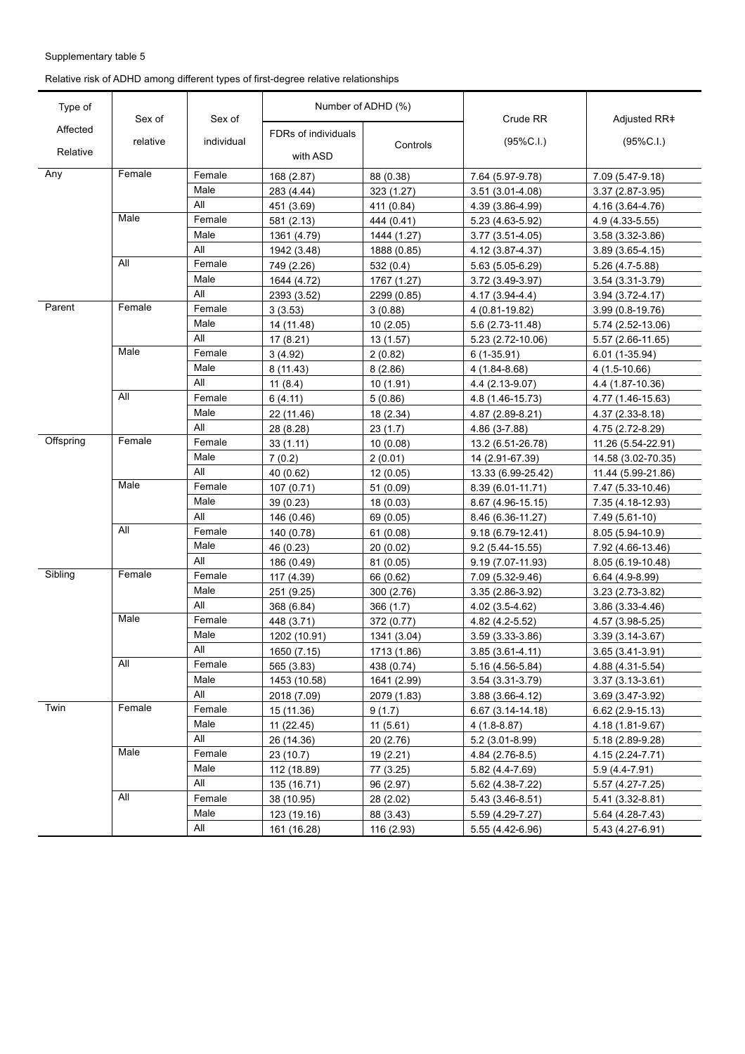Supplementary table 5

Relative risk of ADHD among different types of first-degree relative relationships

| Type of Affected Relative | Sex of relative | Sex of individual | Number of ADHD (%) | | Crude RR (95%C.I.) | Adjusted RR‡ (95%C.I.) |
|---|---|---|---|---|---|---|
| | | | FDRs of individuals with ASD | Controls | | |
| Any | Female | Female | 168 (2.87) | 88 (0.38) | 7.64 (5.97-9.78) | 7.09 (5.47-9.18) |
| | | Male | 283 (4.44) | 323 (1.27) | 3.51 (3.01-4.08) | 3.37 (2.87-3.95) |
| | | All | 451 (3.69) | 411 (0.84) | 4.39 (3.86-4.99) | 4.16 (3.64-4.76) |
| | Male | Female | 581 (2.13) | 444 (0.41) | 5.23 (4.63-5.92) | 4.9 (4.33-5.55) |
| | | Male | 1361 (4.79) | 1444 (1.27) | 3.77 (3.51-4.05) | 3.58 (3.32-3.86) |
| | | All | 1942 (3.48) | 1888 (0.85) | 4.12 (3.87-4.37) | 3.89 (3.65-4.15) |
| | All | Female | 749 (2.26) | 532 (0.4) | 5.63 (5.05-6.29) | 5.26 (4.7-5.88) |
| | | Male | 1644 (4.72) | 1767 (1.27) | 3.72 (3.49-3.97) | 3.54 (3.31-3.79) |
| | | All | 2393 (3.52) | 2299 (0.85) | 4.17 (3.94-4.4) | 3.94 (3.72-4.17) |
| Parent | Female | Female | 3 (3.53) | 3 (0.88) | 4 (0.81-19.82) | 3.99 (0.8-19.76) |
| | | Male | 14 (11.48) | 10 (2.05) | 5.6 (2.73-11.48) | 5.74 (2.52-13.06) |
| | | All | 17 (8.21) | 13 (1.57) | 5.23 (2.72-10.06) | 5.57 (2.66-11.65) |
| | Male | Female | 3 (4.92) | 2 (0.82) | 6 (1-35.91) | 6.01 (1-35.94) |
| | | Male | 8 (11.43) | 8 (2.86) | 4 (1.84-8.68) | 4 (1.5-10.66) |
| | | All | 11 (8.4) | 10 (1.91) | 4.4 (2.13-9.07) | 4.4 (1.87-10.36) |
| | All | Female | 6 (4.11) | 5 (0.86) | 4.8 (1.46-15.73) | 4.77 (1.46-15.63) |
| | | Male | 22 (11.46) | 18 (2.34) | 4.87 (2.89-8.21) | 4.37 (2.33-8.18) |
| | | All | 28 (8.28) | 23 (1.7) | 4.86 (3-7.88) | 4.75 (2.72-8.29) |
| Offspring | Female | Female | 33 (1.11) | 10 (0.08) | 13.2 (6.51-26.78) | 11.26 (5.54-22.91) |
| | | Male | 7 (0.2) | 2 (0.01) | 14 (2.91-67.39) | 14.58 (3.02-70.35) |
| | | All | 40 (0.62) | 12 (0.05) | 13.33 (6.99-25.42) | 11.44 (5.99-21.86) |
| | Male | Female | 107 (0.71) | 51 (0.09) | 8.39 (6.01-11.71) | 7.47 (5.33-10.46) |
| | | Male | 39 (0.23) | 18 (0.03) | 8.67 (4.96-15.15) | 7.35 (4.18-12.93) |
| | | All | 146 (0.46) | 69 (0.05) | 8.46 (6.36-11.27) | 7.49 (5.61-10) |
| | All | Female | 140 (0.78) | 61 (0.08) | 9.18 (6.79-12.41) | 8.05 (5.94-10.9) |
| | | Male | 46 (0.23) | 20 (0.02) | 9.2 (5.44-15.55) | 7.92 (4.66-13.46) |
| | | All | 186 (0.49) | 81 (0.05) | 9.19 (7.07-11.93) | 8.05 (6.19-10.48) |
| Sibling | Female | Female | 117 (4.39) | 66 (0.62) | 7.09 (5.32-9.46) | 6.64 (4.9-8.99) |
| | | Male | 251 (9.25) | 300 (2.76) | 3.35 (2.86-3.92) | 3.23 (2.73-3.82) |
| | | All | 368 (6.84) | 366 (1.7) | 4.02 (3.5-4.62) | 3.86 (3.33-4.46) |
| | Male | Female | 448 (3.71) | 372 (0.77) | 4.82 (4.2-5.52) | 4.57 (3.98-5.25) |
| | | Male | 1202 (10.91) | 1341 (3.04) | 3.59 (3.33-3.86) | 3.39 (3.14-3.67) |
| | | All | 1650 (7.15) | 1713 (1.86) | 3.85 (3.61-4.11) | 3.65 (3.41-3.91) |
| | All | Female | 565 (3.83) | 438 (0.74) | 5.16 (4.56-5.84) | 4.88 (4.31-5.54) |
| | | Male | 1453 (10.58) | 1641 (2.99) | 3.54 (3.31-3.79) | 3.37 (3.13-3.61) |
| | | All | 2018 (7.09) | 2079 (1.83) | 3.88 (3.66-4.12) | 3.69 (3.47-3.92) |
| Twin | Female | Female | 15 (11.36) | 9 (1.7) | 6.67 (3.14-14.18) | 6.62 (2.9-15.13) |
| | | Male | 11 (22.45) | 11 (5.61) | 4 (1.8-8.87) | 4.18 (1.81-9.67) |
| | | All | 26 (14.36) | 20 (2.76) | 5.2 (3.01-8.99) | 5.18 (2.89-9.28) |
| | Male | Female | 23 (10.7) | 19 (2.21) | 4.84 (2.76-8.5) | 4.15 (2.24-7.71) |
| | | Male | 112 (18.89) | 77 (3.25) | 5.82 (4.4-7.69) | 5.9 (4.4-7.91) |
| | | All | 135 (16.71) | 96 (2.97) | 5.62 (4.38-7.22) | 5.57 (4.27-7.25) |
| | All | Female | 38 (10.95) | 28 (2.02) | 5.43 (3.46-8.51) | 5.41 (3.32-8.81) |
| | | Male | 123 (19.16) | 88 (3.43) | 5.59 (4.29-7.27) | 5.64 (4.28-7.43) |
| | | All | 161 (16.28) | 116 (2.93) | 5.55 (4.42-6.96) | 5.43 (4.27-6.91) |